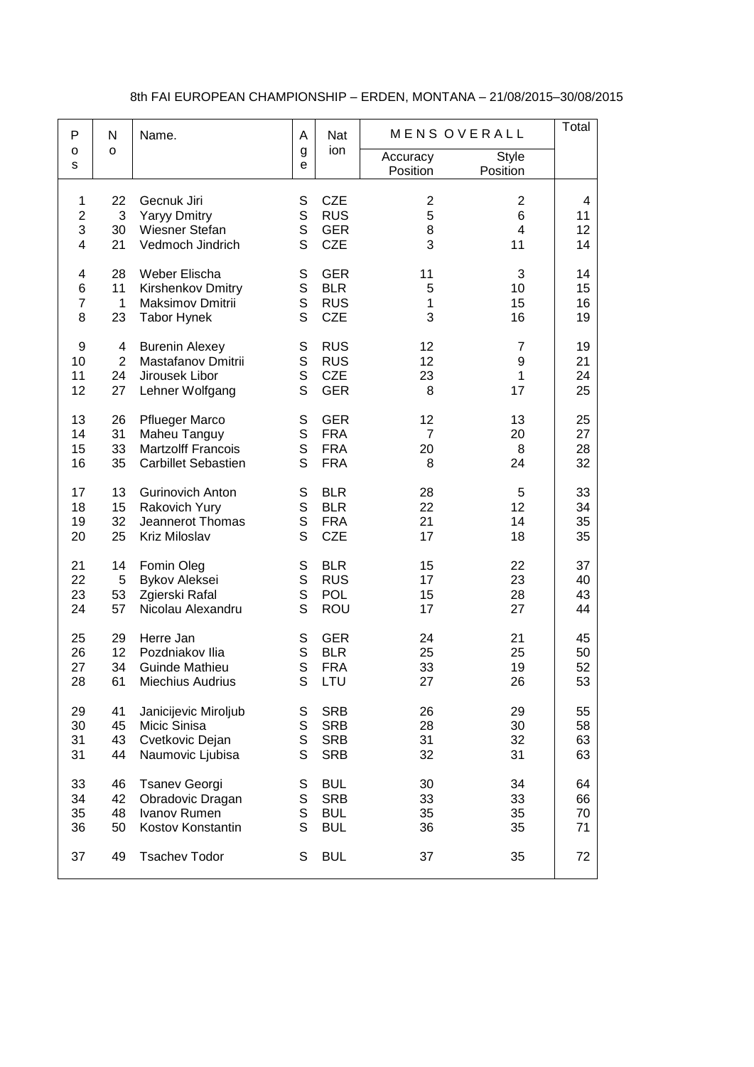8th FAI EUROPEAN CHAMPIONSHIP – ERDEN, MONTANA – 21/08/2015–30/08/2015

| Pos | No | Name. | Age | Nation | MENS OVERALL | | Total |
|---|---|---|---|---|---|---|---|
| | | | | | Accuracy Position | Style Position | |
| 1 | 22 | Gecnuk Jiri | S | CZE | 2 | 2 | 4 |
| 2 | 3 | Yaryy Dmitry | S | RUS | 5 | 6 | 11 |
| 3 | 30 | Wiesner Stefan | S | GER | 8 | 4 | 12 |
| 4 | 21 | Vedmoch Jindrich | S | CZE | 3 | 11 | 14 |
| 4 | 28 | Weber Elischa | S | GER | 11 | 3 | 14 |
| 6 | 11 | Kirshenkov Dmitry | S | BLR | 5 | 10 | 15 |
| 7 | 1 | Maksimov Dmitrii | S | RUS | 1 | 15 | 16 |
| 8 | 23 | Tabor Hynek | S | CZE | 3 | 16 | 19 |
| 9 | 4 | Burenin Alexey | S | RUS | 12 | 7 | 19 |
| 10 | 2 | Mastafanov Dmitrii | S | RUS | 12 | 9 | 21 |
| 11 | 24 | Jirousek Libor | S | CZE | 23 | 1 | 24 |
| 12 | 27 | Lehner Wolfgang | S | GER | 8 | 17 | 25 |
| 13 | 26 | Pflueger Marco | S | GER | 12 | 13 | 25 |
| 14 | 31 | Maheu Tanguy | S | FRA | 7 | 20 | 27 |
| 15 | 33 | Martzolff Francois | S | FRA | 20 | 8 | 28 |
| 16 | 35 | Carbillet Sebastien | S | FRA | 8 | 24 | 32 |
| 17 | 13 | Gurinovich Anton | S | BLR | 28 | 5 | 33 |
| 18 | 15 | Rakovich Yury | S | BLR | 22 | 12 | 34 |
| 19 | 32 | Jeannerot Thomas | S | FRA | 21 | 14 | 35 |
| 20 | 25 | Kriz Miloslav | S | CZE | 17 | 18 | 35 |
| 21 | 14 | Fomin Oleg | S | BLR | 15 | 22 | 37 |
| 22 | 5 | Bykov Aleksei | S | RUS | 17 | 23 | 40 |
| 23 | 53 | Zgierski Rafal | S | POL | 15 | 28 | 43 |
| 24 | 57 | Nicolau Alexandru | S | ROU | 17 | 27 | 44 |
| 25 | 29 | Herre Jan | S | GER | 24 | 21 | 45 |
| 26 | 12 | Pozdniakov Ilia | S | BLR | 25 | 25 | 50 |
| 27 | 34 | Guinde Mathieu | S | FRA | 33 | 19 | 52 |
| 28 | 61 | Miechius Audrius | S | LTU | 27 | 26 | 53 |
| 29 | 41 | Janicijevic Miroljub | S | SRB | 26 | 29 | 55 |
| 30 | 45 | Micic Sinisa | S | SRB | 28 | 30 | 58 |
| 31 | 43 | Cvetkovic Dejan | S | SRB | 31 | 32 | 63 |
| 31 | 44 | Naumovic Ljubisa | S | SRB | 32 | 31 | 63 |
| 33 | 46 | Tsanev Georgi | S | BUL | 30 | 34 | 64 |
| 34 | 42 | Obradovic Dragan | S | SRB | 33 | 33 | 66 |
| 35 | 48 | Ivanov Rumen | S | BUL | 35 | 35 | 70 |
| 36 | 50 | Kostov Konstantin | S | BUL | 36 | 35 | 71 |
| 37 | 49 | Tsachev Todor | S | BUL | 37 | 35 | 72 |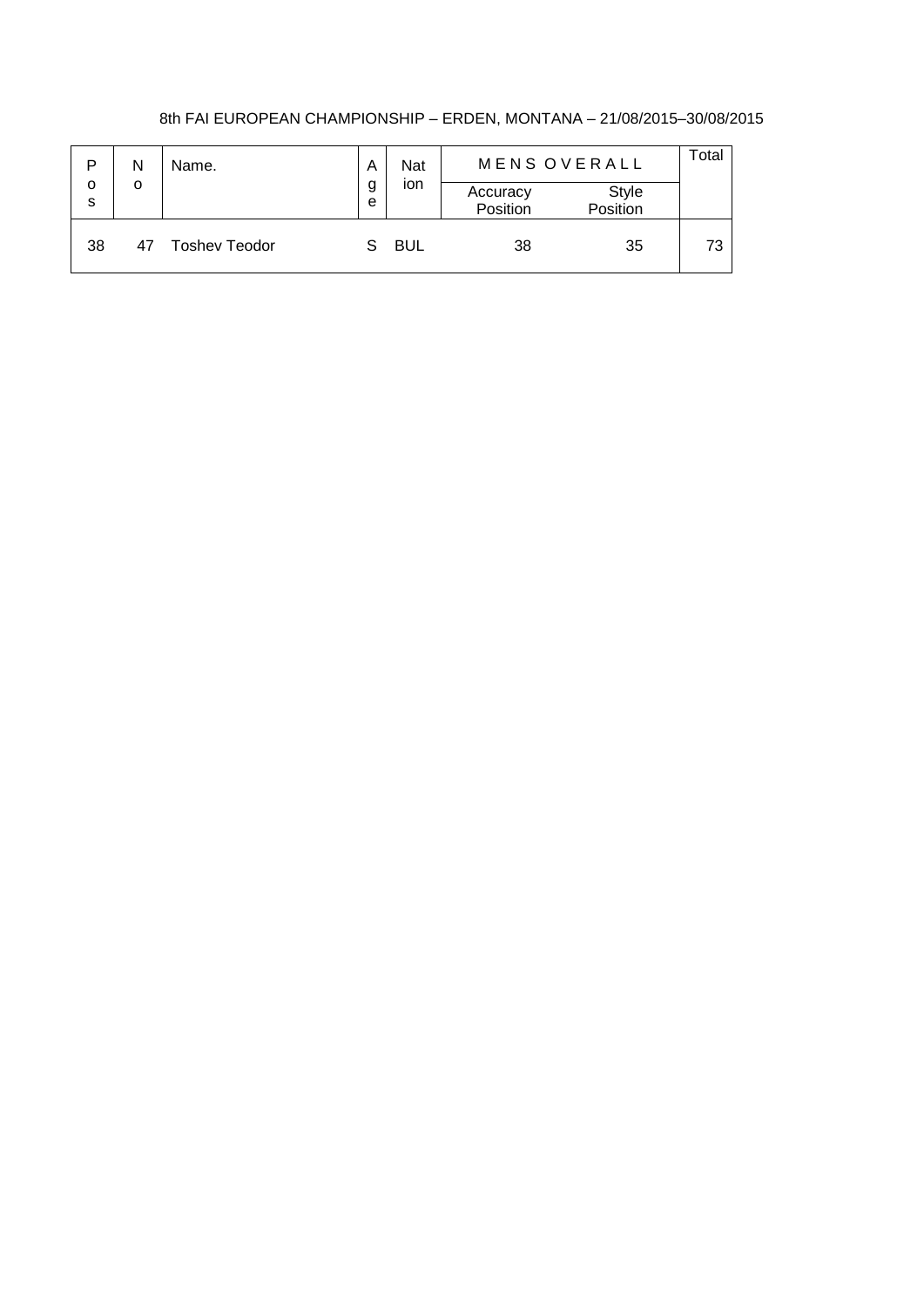8th FAI EUROPEAN CHAMPIONSHIP – ERDEN, MONTANA – 21/08/2015–30/08/2015

| Pos | No | Name. | Age | Nation | MENS OVERALL | | Total |
|---|---|---|---|---|---|---|---|
| | | | | | Accuracy Position | Style Position | |
| 38 | 47 | Toshev Teodor | S | BUL | 38 | 35 | 73 |